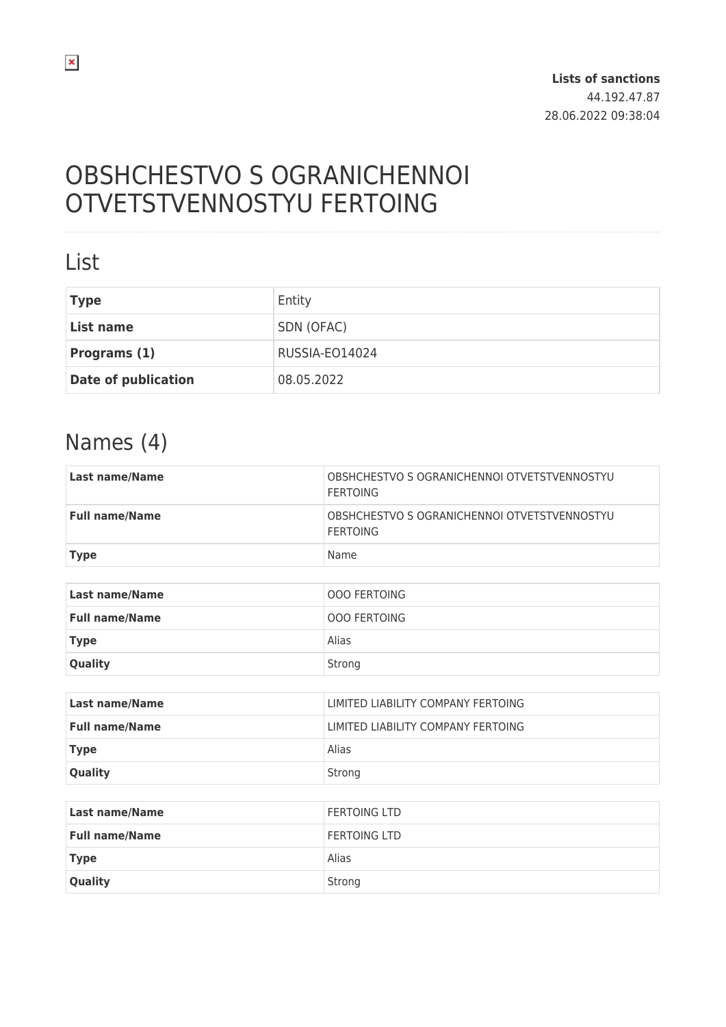**Lists of sanctions**
44.192.47.87
28.06.2022 09:38:04

# OBSHCHESTVO S OGRANICHENNOI OTVETSTVENNOSTYU FERTOING

## List

| | |
|---|---|
| **Type** | Entity |
| **List name** | SDN (OFAC) |
| **Programs (1)** | RUSSIA-EO14024 |
| **Date of publication** | 08.05.2022 |

## Names (4)

| | |
|---|---|
| **Last name/Name** | OBSHCHESTVO S OGRANICHENNOI OTVETSTVENNOSTYU FERTOING |
| **Full name/Name** | OBSHCHESTVO S OGRANICHENNOI OTVETSTVENNOSTYU FERTOING |
| **Type** | Name |

| | |
|---|---|
| **Last name/Name** | OOO FERTOING |
| **Full name/Name** | OOO FERTOING |
| **Type** | Alias |
| **Quality** | Strong |

| | |
|---|---|
| **Last name/Name** | LIMITED LIABILITY COMPANY FERTOING |
| **Full name/Name** | LIMITED LIABILITY COMPANY FERTOING |
| **Type** | Alias |
| **Quality** | Strong |

| | |
|---|---|
| **Last name/Name** | FERTOING LTD |
| **Full name/Name** | FERTOING LTD |
| **Type** | Alias |
| **Quality** | Strong |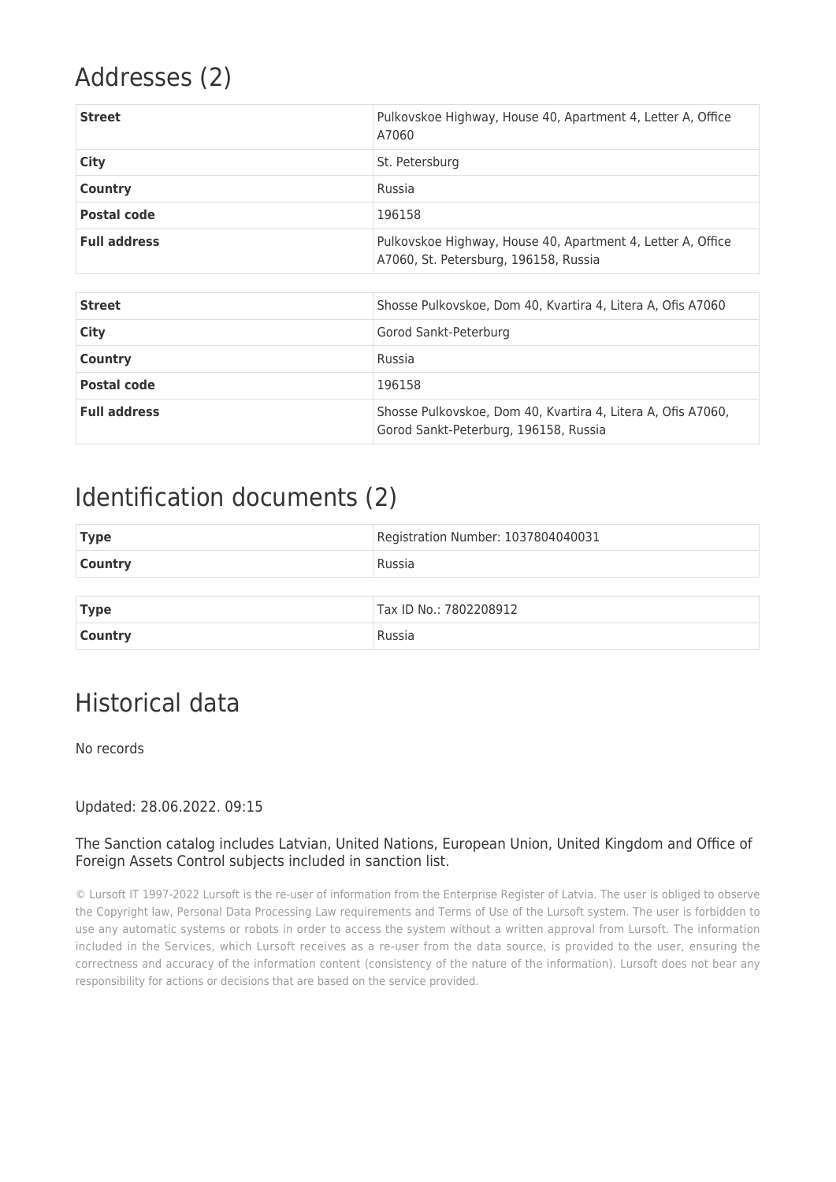## Addresses (2)

| | |
|---|---|
| **Street** | Pulkovskoe Highway, House 40, Apartment 4, Letter A, Office A7060 |
| **City** | St. Petersburg |
| **Country** | Russia |
| **Postal code** | 196158 |
| **Full address** | Pulkovskoe Highway, House 40, Apartment 4, Letter A, Office A7060, St. Petersburg, 196158, Russia |

| | |
|---|---|
| **Street** | Shosse Pulkovskoe, Dom 40, Kvartira 4, Litera A, Ofis A7060 |
| **City** | Gorod Sankt-Peterburg |
| **Country** | Russia |
| **Postal code** | 196158 |
| **Full address** | Shosse Pulkovskoe, Dom 40, Kvartira 4, Litera A, Ofis A7060, Gorod Sankt-Peterburg, 196158, Russia |

## Identification documents (2)

| | |
|---|---|
| **Type** | Registration Number: 1037804040031 |
| **Country** | Russia |

| | |
|---|---|
| **Type** | Tax ID No.: 7802208912 |
| **Country** | Russia |

## Historical data

No records

Updated: 28.06.2022. 09:15

The Sanction catalog includes Latvian, United Nations, European Union, United Kingdom and Office of Foreign Assets Control subjects included in sanction list.

© Lursoft IT 1997-2022 Lursoft is the re-user of information from the Enterprise Register of Latvia. The user is obliged to observe the Copyright law, Personal Data Processing Law requirements and Terms of Use of the Lursoft system. The user is forbidden to use any automatic systems or robots in order to access the system without a written approval from Lursoft. The information included in the Services, which Lursoft receives as a re-user from the data source, is provided to the user, ensuring the correctness and accuracy of the information content (consistency of the nature of the information). Lursoft does not bear any responsibility for actions or decisions that are based on the service provided.